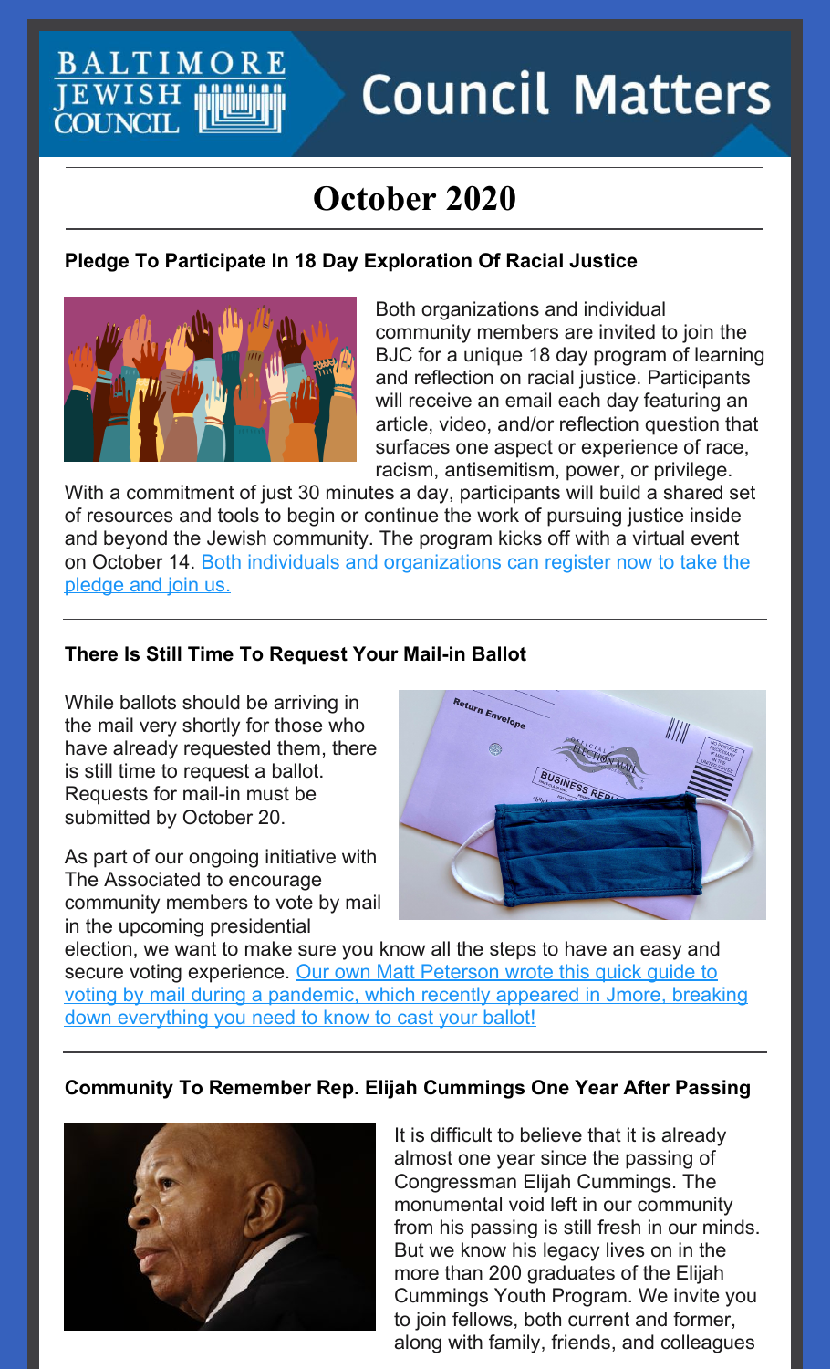# Baltimore Jewish Council — Council Matters

## October 2020

### Pledge To Participate In 18 Day Exploration Of Racial Justice

Both organizations and individual community members are invited to join the BJC for a unique 18 day program of learning and reflection on racial justice. Participants will receive an email each day featuring an article, video, and/or reflection question that surfaces one aspect or experience of race, racism, antisemitism, power, or privilege. With a commitment of just 30 minutes a day, participants will build a shared set of resources and tools to begin or continue the work of pursuing justice inside and beyond the Jewish community. The program kicks off with a virtual event on October 14. Both individuals and organizations can register now to take the pledge and join us.

### There Is Still Time To Request Your Mail-in Ballot

While ballots should be arriving in the mail very shortly for those who have already requested them, there is still time to request a ballot. Requests for mail-in must be submitted by October 20.

As part of our ongoing initiative with The Associated to encourage community members to vote by mail in the upcoming presidential election, we want to make sure you know all the steps to have an easy and secure voting experience. Our own Matt Peterson wrote this quick guide to voting by mail during a pandemic, which recently appeared in Jmore, breaking down everything you need to know to cast your ballot!

### Community To Remember Rep. Elijah Cummings One Year After Passing

It is difficult to believe that it is already almost one year since the passing of Congressman Elijah Cummings. The monumental void left in our community from his passing is still fresh in our minds. But we know his legacy lives on in the more than 200 graduates of the Elijah Cummings Youth Program. We invite you to join fellows, both current and former, along with family, friends, and colleagues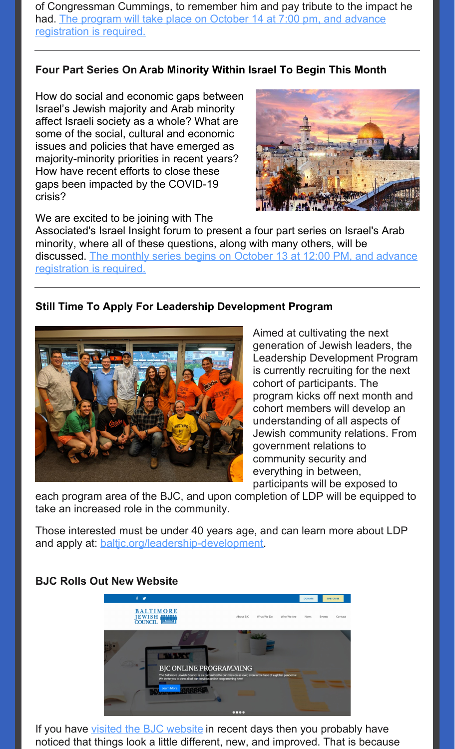of Congressman Cummings, to remember him and pay tribute to the impact he had. [The program will take place on October 14 at 7:00 pm, and advance registration is required.]

---

### Four Part Series On Arab Minority Within Israel To Begin This Month

How do social and economic gaps between Israel's Jewish majority and Arab minority affect Israeli society as a whole? What are some of the social, cultural and economic issues and policies that have emerged as majority-minority priorities in recent years? How have recent efforts to close these gaps been impacted by the COVID-19 crisis?

We are excited to be joining with The Associated's Israel Insight forum to present a four part series on Israel's Arab minority, where all of these questions, along with many others, will be discussed. [The monthly series begins on October 13 at 12:00 PM, and advance registration is required.]

---

### Still Time To Apply For Leadership Development Program

Aimed at cultivating the next generation of Jewish leaders, the Leadership Development Program is currently recruiting for the next cohort of participants. The program kicks off next month and cohort members will develop an understanding of all aspects of Jewish community relations. From government relations to community security and everything in between, participants will be exposed to each program area of the BJC, and upon completion of LDP will be equipped to take an increased role in the community.

Those interested must be under 40 years age, and can learn more about LDP and apply at: baltjc.org/leadership-development.

---

### BJC Rolls Out New Website

If you have visited the BJC website in recent days then you probably have noticed that things look a little different, new, and improved. That is because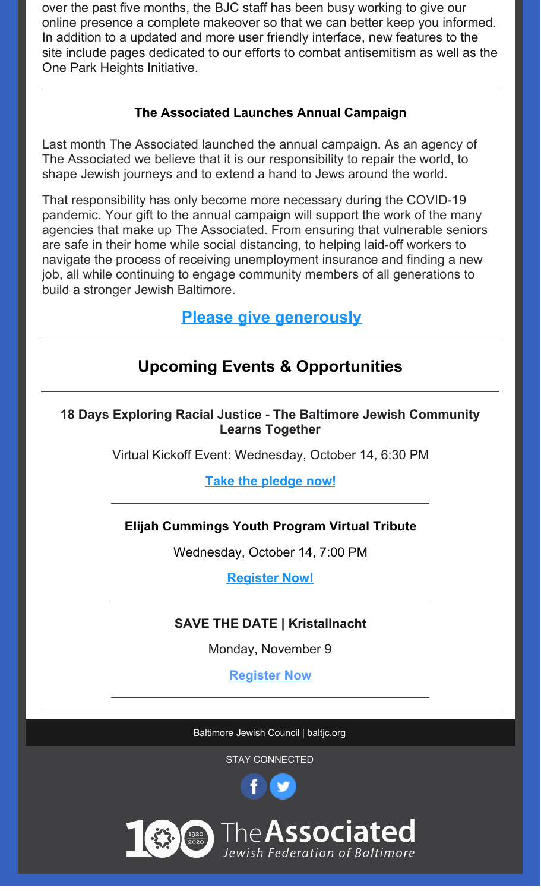over the past five months, the BJC staff has been busy working to give our online presence a complete makeover so that we can better keep you informed. In addition to a updated and more user friendly interface, new features to the site include pages dedicated to our efforts to combat antisemitism as well as the One Park Heights Initiative.

---

### The Associated Launches Annual Campaign

Last month The Associated launched the annual campaign. As an agency of The Associated we believe that it is our responsibility to repair the world, to shape Jewish journeys and to extend a hand to Jews around the world.

That responsibility has only become more necessary during the COVID-19 pandemic. Your gift to the annual campaign will support the work of the many agencies that make up The Associated. From ensuring that vulnerable seniors are safe in their home while social distancing, to helping laid-off workers to navigate the process of receiving unemployment insurance and finding a new job, all while continuing to engage community members of all generations to build a stronger Jewish Baltimore.

**Please give generously**

---

## Upcoming Events & Opportunities

---

### 18 Days Exploring Racial Justice - The Baltimore Jewish Community Learns Together

Virtual Kickoff Event: Wednesday, October 14, 6:30 PM

**Take the pledge now!**

---

### Elijah Cummings Youth Program Virtual Tribute

Wednesday, October 14, 7:00 PM

**Register Now!**

---

### SAVE THE DATE | Kristallnacht

Monday, November 9

**Register Now**

---

Baltimore Jewish Council | baltjc.org

STAY CONNECTED

1920 2020 The Associated Jewish Federation of Baltimore